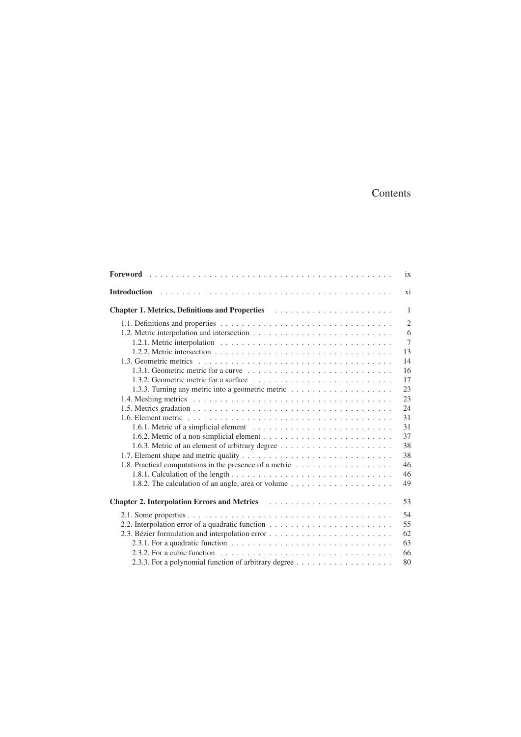# Contents

**Foreword** . . . . . . . . . . . . . . . . . . . . . . . . . . . . . . . . . . . . . . . . . . . . . . . ix

**Introduction** . . . . . . . . . . . . . . . . . . . . . . . . . . . . . . . . . . . . . . . . . . . . . . xi

**Chapter 1. Metrics, Definitions and Properties** . . . . . . . . . . . . . . . . . . . . . . . 1

1.1. Definitions and properties . . . . . . . . . . . . . . . . . . . . . . . . . . . . . . . . . 2
1.2. Metric interpolation and intersection . . . . . . . . . . . . . . . . . . . . . . . . . . 6
  1.2.1. Metric interpolation . . . . . . . . . . . . . . . . . . . . . . . . . . . . . . . . 7
  1.2.2. Metric intersection . . . . . . . . . . . . . . . . . . . . . . . . . . . . . . . . 13
1.3. Geometric metrics . . . . . . . . . . . . . . . . . . . . . . . . . . . . . . . . . . . . 14
  1.3.1. Geometric metric for a curve . . . . . . . . . . . . . . . . . . . . . . . . . . . 16
  1.3.2. Geometric metric for a surface . . . . . . . . . . . . . . . . . . . . . . . . . . 17
  1.3.3. Turning any metric into a geometric metric . . . . . . . . . . . . . . . . . . . 23
1.4. Meshing metrics . . . . . . . . . . . . . . . . . . . . . . . . . . . . . . . . . . . . . 23
1.5. Metrics gradation . . . . . . . . . . . . . . . . . . . . . . . . . . . . . . . . . . . . 24
1.6. Element metric . . . . . . . . . . . . . . . . . . . . . . . . . . . . . . . . . . . . . . 31
  1.6.1. Metric of a simplicial element . . . . . . . . . . . . . . . . . . . . . . . . . . 31
  1.6.2. Metric of a non-simplicial element . . . . . . . . . . . . . . . . . . . . . . . . 37
  1.6.3. Metric of an element of arbitrary degree . . . . . . . . . . . . . . . . . . . . . 38
1.7. Element shape and metric quality . . . . . . . . . . . . . . . . . . . . . . . . . . . 38
1.8. Practical computations in the presence of a metric . . . . . . . . . . . . . . . . . . 46
  1.8.1. Calculation of the length . . . . . . . . . . . . . . . . . . . . . . . . . . . . . 46
  1.8.2. The calculation of an angle, area or volume . . . . . . . . . . . . . . . . . . . 49

**Chapter 2. Interpolation Errors and Metrics** . . . . . . . . . . . . . . . . . . . . . . . 53

2.1. Some properties . . . . . . . . . . . . . . . . . . . . . . . . . . . . . . . . . . . . . 54
2.2. Interpolation error of a quadratic function . . . . . . . . . . . . . . . . . . . . . . . 55
2.3. Bézier formulation and interpolation error . . . . . . . . . . . . . . . . . . . . . . . 62
  2.3.1. For a quadratic function . . . . . . . . . . . . . . . . . . . . . . . . . . . . . . 63
  2.3.2. For a cubic function . . . . . . . . . . . . . . . . . . . . . . . . . . . . . . . . 66
  2.3.3. For a polynomial function of arbitrary degree . . . . . . . . . . . . . . . . . . . 80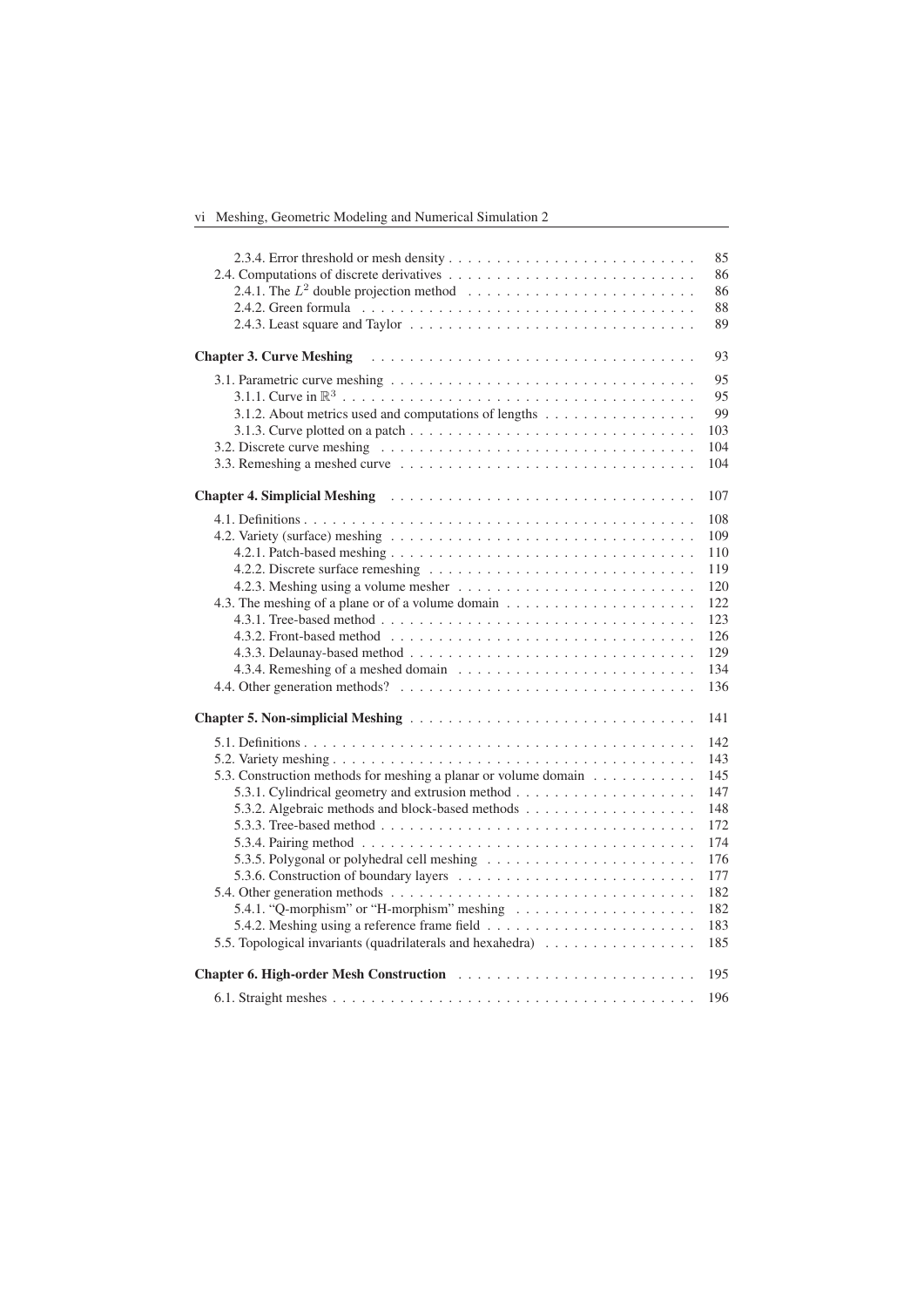2.3.4. Error threshold or mesh density . . . . . . . . . . 85
2.4. Computations of discrete derivatives . . . . . . . . . . 86
2.4.1. The $L^2$ double projection method . . . . . . . . . . 86
2.4.2. Green formula . . . . . . . . . . 88
2.4.3. Least square and Taylor . . . . . . . . . . 89

**Chapter 3. Curve Meshing** . . . . . . . . . . 93

3.1. Parametric curve meshing . . . . . . . . . . 95
3.1.1. Curve in $\mathbb{R}^3$ . . . . . . . . . . 95
3.1.2. About metrics used and computations of lengths . . . . . . . . . . 99
3.1.3. Curve plotted on a patch . . . . . . . . . . 103
3.2. Discrete curve meshing . . . . . . . . . . 104
3.3. Remeshing a meshed curve . . . . . . . . . . 104

**Chapter 4. Simplicial Meshing** . . . . . . . . . . 107

4.1. Definitions . . . . . . . . . . 108
4.2. Variety (surface) meshing . . . . . . . . . . 109
4.2.1. Patch-based meshing . . . . . . . . . . 110
4.2.2. Discrete surface remeshing . . . . . . . . . . 119
4.2.3. Meshing using a volume mesher . . . . . . . . . . 120
4.3. The meshing of a plane or of a volume domain . . . . . . . . . . 122
4.3.1. Tree-based method . . . . . . . . . . 123
4.3.2. Front-based method . . . . . . . . . . 126
4.3.3. Delaunay-based method . . . . . . . . . . 129
4.3.4. Remeshing of a meshed domain . . . . . . . . . . 134
4.4. Other generation methods? . . . . . . . . . . 136

**Chapter 5. Non-simplicial Meshing** . . . . . . . . . . 141

5.1. Definitions . . . . . . . . . . 142
5.2. Variety meshing . . . . . . . . . . 143
5.3. Construction methods for meshing a planar or volume domain . . . . . . . . . . 145
5.3.1. Cylindrical geometry and extrusion method . . . . . . . . . . 147
5.3.2. Algebraic methods and block-based methods . . . . . . . . . . 148
5.3.3. Tree-based method . . . . . . . . . . 172
5.3.4. Pairing method . . . . . . . . . . 174
5.3.5. Polygonal or polyhedral cell meshing . . . . . . . . . . 176
5.3.6. Construction of boundary layers . . . . . . . . . . 177
5.4. Other generation methods . . . . . . . . . . 182
5.4.1. "Q-morphism" or "H-morphism" meshing . . . . . . . . . . 182
5.4.2. Meshing using a reference frame field . . . . . . . . . . 183
5.5. Topological invariants (quadrilaterals and hexahedra) . . . . . . . . . . 185

**Chapter 6. High-order Mesh Construction** . . . . . . . . . . 195

6.1. Straight meshes . . . . . . . . . . 196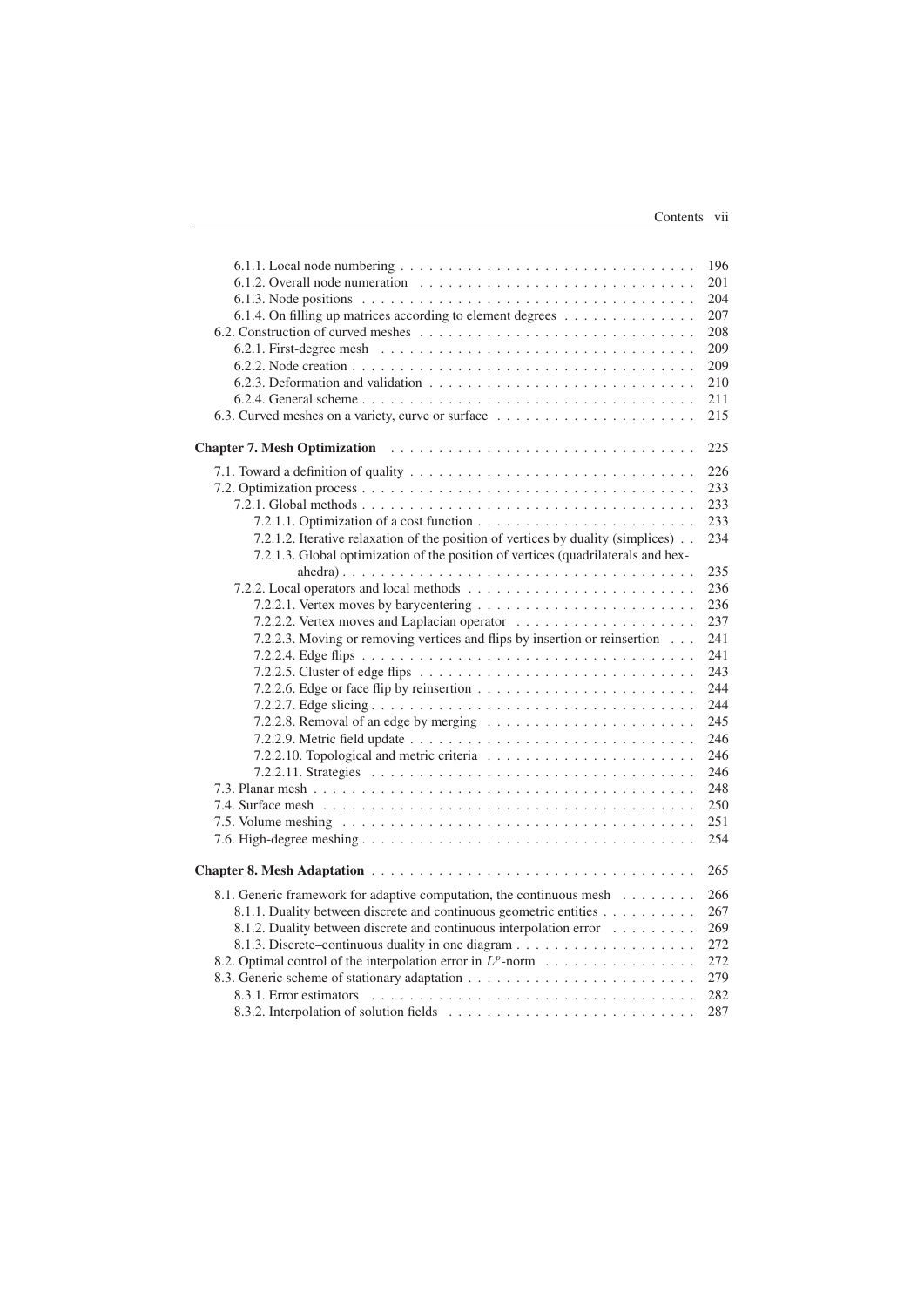6.1.1. Local node numbering . . . . . . . . . . . . . . . . . . . . . . . . . . . . . . . . 196
6.1.2. Overall node numeration . . . . . . . . . . . . . . . . . . . . . . . . . . . . . 201
6.1.3. Node positions . . . . . . . . . . . . . . . . . . . . . . . . . . . . . . . . . . . 204
6.1.4. On filling up matrices according to element degrees . . . . . . . . . . . . . 207
6.2. Construction of curved meshes . . . . . . . . . . . . . . . . . . . . . . . . . . . . 208
6.2.1. First-degree mesh . . . . . . . . . . . . . . . . . . . . . . . . . . . . . . . . 209
6.2.2. Node creation . . . . . . . . . . . . . . . . . . . . . . . . . . . . . . . . . . . 209
6.2.3. Deformation and validation . . . . . . . . . . . . . . . . . . . . . . . . . . . 210
6.2.4. General scheme . . . . . . . . . . . . . . . . . . . . . . . . . . . . . . . . . . 211
6.3. Curved meshes on a variety, curve or surface . . . . . . . . . . . . . . . . . . . . 215

**Chapter 7. Mesh Optimization** . . . . . . . . . . . . . . . . . . . . . . . . . . . . . . 225

7.1. Toward a definition of quality . . . . . . . . . . . . . . . . . . . . . . . . . . . . 226
7.2. Optimization process . . . . . . . . . . . . . . . . . . . . . . . . . . . . . . . . . 233
7.2.1. Global methods . . . . . . . . . . . . . . . . . . . . . . . . . . . . . . . . . . 233
7.2.1.1. Optimization of a cost function . . . . . . . . . . . . . . . . . . . . . . . 233
7.2.1.2. Iterative relaxation of the position of vertices by duality (simplices) . . 234
7.2.1.3. Global optimization of the position of vertices (quadrilaterals and hexahedra) . . . . . . . . . . . . . . . . . . . . . . . . . . . . . . . . . . . . 235
7.2.2. Local operators and local methods . . . . . . . . . . . . . . . . . . . . . . . 236
7.2.2.1. Vertex moves by barycentering . . . . . . . . . . . . . . . . . . . . . . . 236
7.2.2.2. Vertex moves and Laplacian operator . . . . . . . . . . . . . . . . . . . 237
7.2.2.3. Moving or removing vertices and flips by insertion or reinsertion . . . 241
7.2.2.4. Edge flips . . . . . . . . . . . . . . . . . . . . . . . . . . . . . . . . . . 241
7.2.2.5. Cluster of edge flips . . . . . . . . . . . . . . . . . . . . . . . . . . . . . 243
7.2.2.6. Edge or face flip by reinsertion . . . . . . . . . . . . . . . . . . . . . . . 244
7.2.2.7. Edge slicing . . . . . . . . . . . . . . . . . . . . . . . . . . . . . . . . . 244
7.2.2.8. Removal of an edge by merging . . . . . . . . . . . . . . . . . . . . . . 245
7.2.2.9. Metric field update . . . . . . . . . . . . . . . . . . . . . . . . . . . . . 246
7.2.2.10. Topological and metric criteria . . . . . . . . . . . . . . . . . . . . . . 246
7.2.2.11. Strategies . . . . . . . . . . . . . . . . . . . . . . . . . . . . . . . . . . 246
7.3. Planar mesh . . . . . . . . . . . . . . . . . . . . . . . . . . . . . . . . . . . . . . 248
7.4. Surface mesh . . . . . . . . . . . . . . . . . . . . . . . . . . . . . . . . . . . . . 250
7.5. Volume meshing . . . . . . . . . . . . . . . . . . . . . . . . . . . . . . . . . . . . 251
7.6. High-degree meshing . . . . . . . . . . . . . . . . . . . . . . . . . . . . . . . . . 254

**Chapter 8. Mesh Adaptation** . . . . . . . . . . . . . . . . . . . . . . . . . . . . . . . 265

8.1. Generic framework for adaptive computation, the continuous mesh . . . . . . . . 266
8.1.1. Duality between discrete and continuous geometric entities . . . . . . . . . . 267
8.1.2. Duality between discrete and continuous interpolation error . . . . . . . . . 269
8.1.3. Discrete–continuous duality in one diagram . . . . . . . . . . . . . . . . . . 272
8.2. Optimal control of the interpolation error in $L^p$-norm . . . . . . . . . . . . . . . 272
8.3. Generic scheme of stationary adaptation . . . . . . . . . . . . . . . . . . . . . . . 279
8.3.1. Error estimators . . . . . . . . . . . . . . . . . . . . . . . . . . . . . . . . . 282
8.3.2. Interpolation of solution fields . . . . . . . . . . . . . . . . . . . . . . . . . 287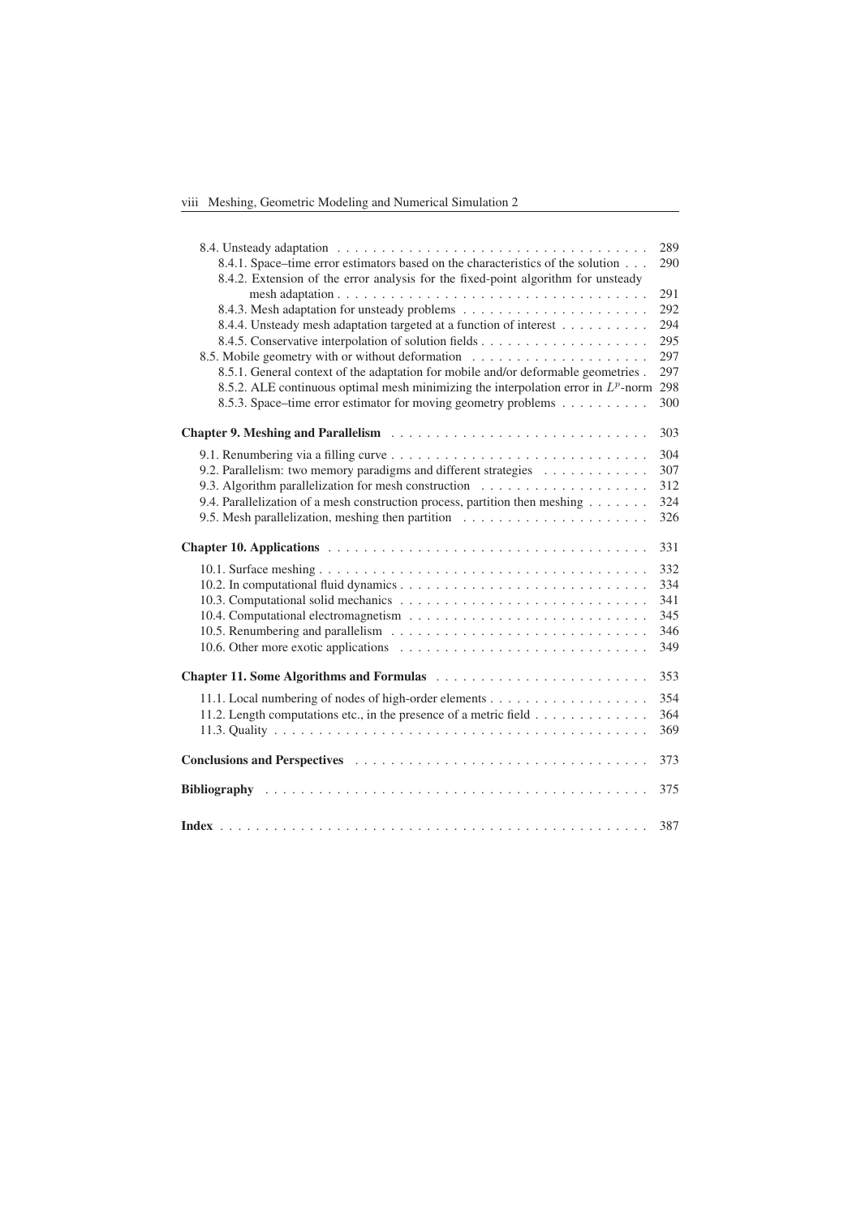8.4. Unsteady adaptation . . . . . . . . . . . . . . . . . . . . . . . . . . . . . . . . . . . 289
8.4.1. Space–time error estimators based on the characteristics of the solution . . . 290
8.4.2. Extension of the error analysis for the fixed-point algorithm for unsteady mesh adaptation . . . . . . . . . . . . . . . . . . . . . . . . . . . . . . . . . . . 291
8.4.3. Mesh adaptation for unsteady problems . . . . . . . . . . . . . . . . . . . . . 292
8.4.4. Unsteady mesh adaptation targeted at a function of interest . . . . . . . . . . 294
8.4.5. Conservative interpolation of solution fields . . . . . . . . . . . . . . . . . . . 295
8.5. Mobile geometry with or without deformation . . . . . . . . . . . . . . . . . . . . 297
8.5.1. General context of the adaptation for mobile and/or deformable geometries . 297
8.5.2. ALE continuous optimal mesh minimizing the interpolation error in $L^p$-norm 298
8.5.3. Space–time error estimator for moving geometry problems . . . . . . . . . . 300

**Chapter 9. Meshing and Parallelism** . . . . . . . . . . . . . . . . . . . . . . . . . . . . . 303

9.1. Renumbering via a filling curve . . . . . . . . . . . . . . . . . . . . . . . . . . . . . 304
9.2. Parallelism: two memory paradigms and different strategies . . . . . . . . . . . . 307
9.3. Algorithm parallelization for mesh construction . . . . . . . . . . . . . . . . . . . 312
9.4. Parallelization of a mesh construction process, partition then meshing . . . . . . . 324
9.5. Mesh parallelization, meshing then partition . . . . . . . . . . . . . . . . . . . . . 326

**Chapter 10. Applications** . . . . . . . . . . . . . . . . . . . . . . . . . . . . . . . . . . . 331

10.1. Surface meshing . . . . . . . . . . . . . . . . . . . . . . . . . . . . . . . . . . . . . 332
10.2. In computational fluid dynamics . . . . . . . . . . . . . . . . . . . . . . . . . . . . 334
10.3. Computational solid mechanics . . . . . . . . . . . . . . . . . . . . . . . . . . . . 341
10.4. Computational electromagnetism . . . . . . . . . . . . . . . . . . . . . . . . . . . 345
10.5. Renumbering and parallelism . . . . . . . . . . . . . . . . . . . . . . . . . . . . . 346
10.6. Other more exotic applications . . . . . . . . . . . . . . . . . . . . . . . . . . . . 349

**Chapter 11. Some Algorithms and Formulas** . . . . . . . . . . . . . . . . . . . . . . . . 353

11.1. Local numbering of nodes of high-order elements . . . . . . . . . . . . . . . . . . 354
11.2. Length computations etc., in the presence of a metric field . . . . . . . . . . . . . 364
11.3. Quality . . . . . . . . . . . . . . . . . . . . . . . . . . . . . . . . . . . . . . . . . . 369

**Conclusions and Perspectives** . . . . . . . . . . . . . . . . . . . . . . . . . . . . . . . . 373

**Bibliography** . . . . . . . . . . . . . . . . . . . . . . . . . . . . . . . . . . . . . . . . . . 375

**Index** . . . . . . . . . . . . . . . . . . . . . . . . . . . . . . . . . . . . . . . . . . . . . . 387